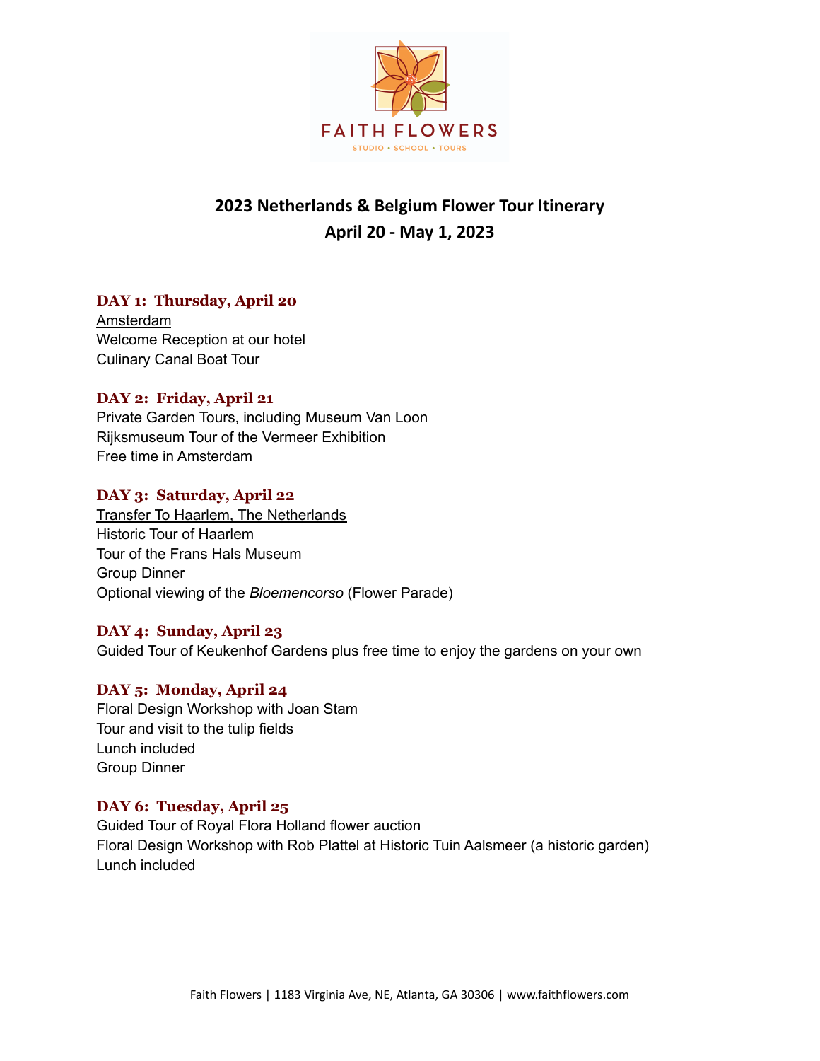FAITH FLOWERS

STUDIO • SCHOOL • TOURS

# 2023 Netherlands & Belgium Flower Tour Itinerary
## April 20 - May 1, 2023

### DAY 1: Thursday, April 20
Amsterdam
Welcome Reception at our hotel
Culinary Canal Boat Tour

### DAY 2: Friday, April 21
Private Garden Tours, including Museum Van Loon
Rijksmuseum Tour of the Vermeer Exhibition
Free time in Amsterdam

### DAY 3: Saturday, April 22
Transfer To Haarlem, The Netherlands
Historic Tour of Haarlem
Tour of the Frans Hals Museum
Group Dinner
Optional viewing of the *Bloemencorso* (Flower Parade)

### DAY 4: Sunday, April 23
Guided Tour of Keukenhof Gardens plus free time to enjoy the gardens on your own

### DAY 5: Monday, April 24
Floral Design Workshop with Joan Stam
Tour and visit to the tulip fields
Lunch included
Group Dinner

### DAY 6: Tuesday, April 25
Guided Tour of Royal Flora Holland flower auction
Floral Design Workshop with Rob Plattel at Historic Tuin Aalsmeer (a historic garden)
Lunch included

Faith Flowers | 1183 Virginia Ave, NE, Atlanta, GA 30306 | www.faithflowers.com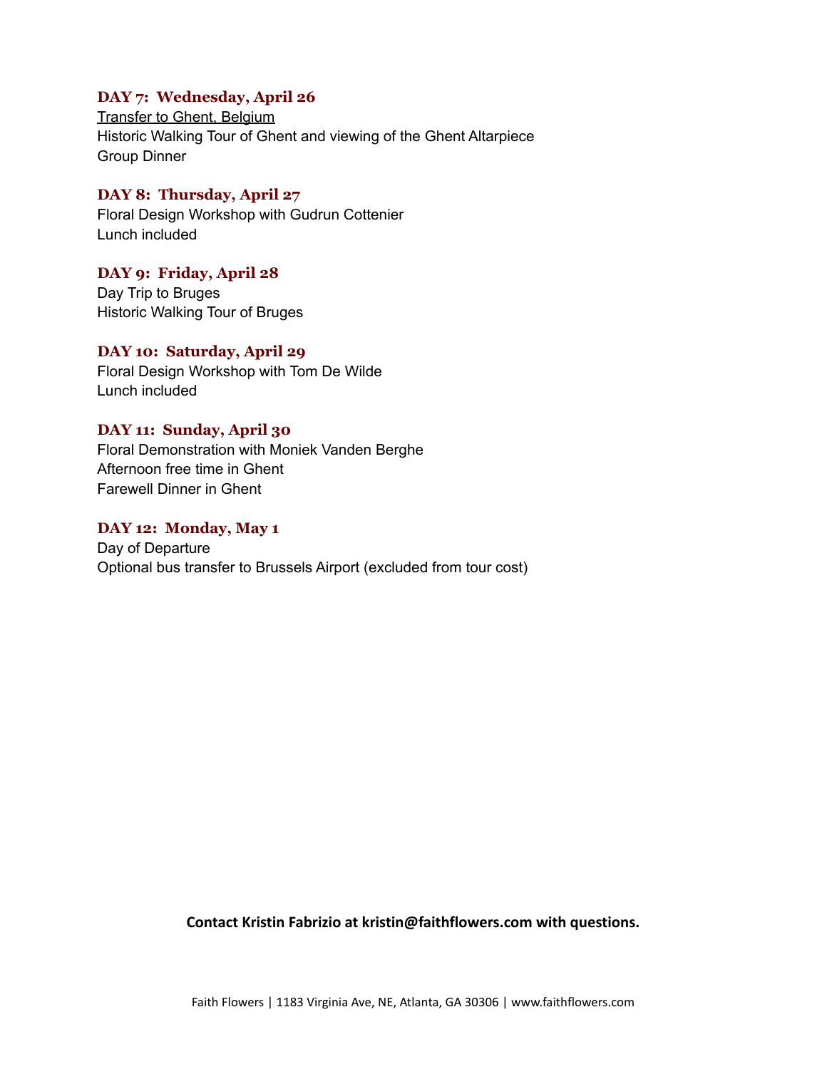### DAY 7: Wednesday, April 26

Transfer to Ghent, Belgium
Historic Walking Tour of Ghent and viewing of the Ghent Altarpiece
Group Dinner

### DAY 8: Thursday, April 27

Floral Design Workshop with Gudrun Cottenier
Lunch included

### DAY 9: Friday, April 28

Day Trip to Bruges
Historic Walking Tour of Bruges

### DAY 10: Saturday, April 29

Floral Design Workshop with Tom De Wilde
Lunch included

### DAY 11: Sunday, April 30

Floral Demonstration with Moniek Vanden Berghe
Afternoon free time in Ghent
Farewell Dinner in Ghent

### DAY 12: Monday, May 1

Day of Departure
Optional bus transfer to Brussels Airport (excluded from tour cost)

**Contact Kristin Fabrizio at kristin@faithflowers.com with questions.**

Faith Flowers | 1183 Virginia Ave, NE, Atlanta, GA 30306 | www.faithflowers.com